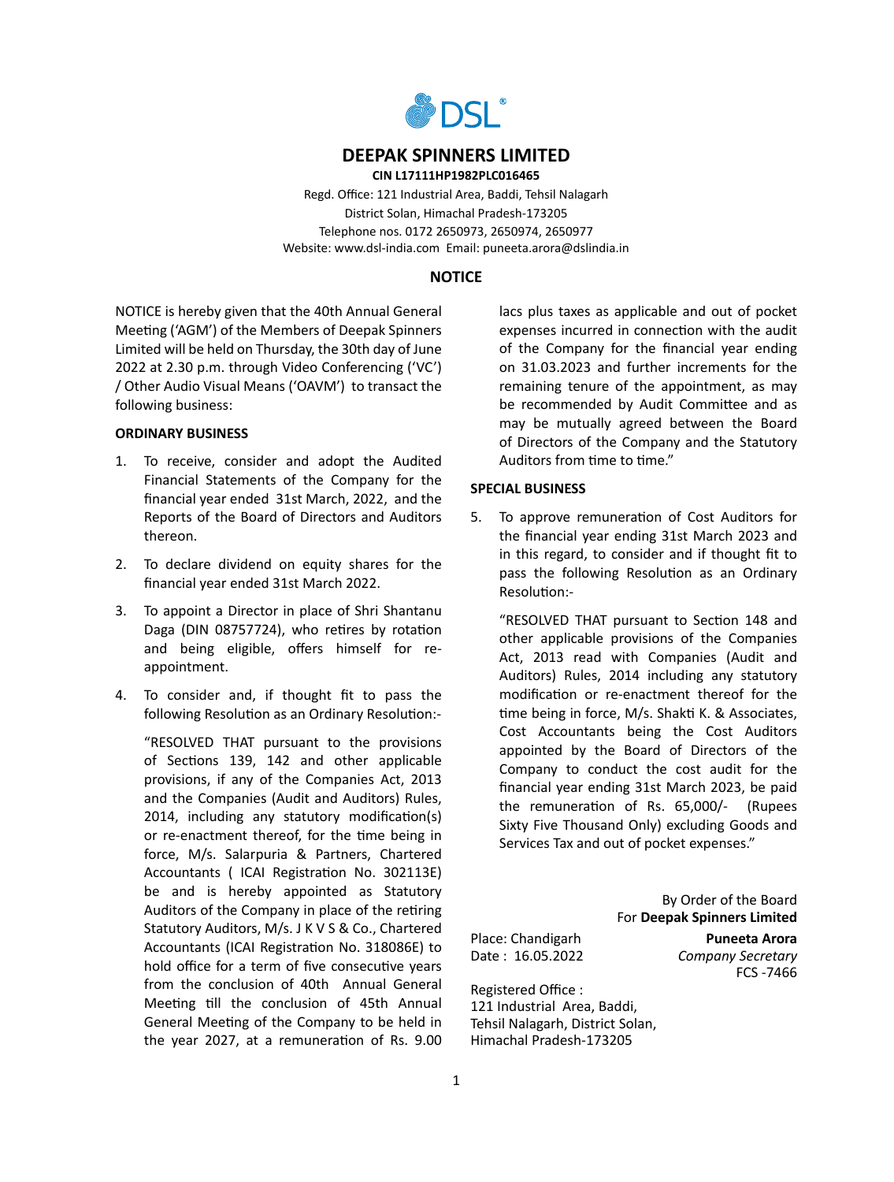DSL®

# DEEPAK SPINNERS LIMITED

**CIN L17111HP1982PLC016465**

Regd. Office: 121 Industrial Area, Baddi, Tehsil Nalagarh
District Solan, Himachal Pradesh-173205
Telephone nos. 0172 2650973, 2650974, 2650977
Website: www.dsl-india.com Email: puneeta.arora@dslindia.in

## NOTICE

NOTICE is hereby given that the 40th Annual General Meeting ('AGM') of the Members of Deepak Spinners Limited will be held on Thursday, the 30th day of June 2022 at 2.30 p.m. through Video Conferencing ('VC') / Other Audio Visual Means ('OAVM') to transact the following business:

### ORDINARY BUSINESS

1. To receive, consider and adopt the Audited Financial Statements of the Company for the financial year ended 31st March, 2022, and the Reports of the Board of Directors and Auditors thereon.

2. To declare dividend on equity shares for the financial year ended 31st March 2022.

3. To appoint a Director in place of Shri Shantanu Daga (DIN 08757724), who retires by rotation and being eligible, offers himself for re-appointment.

4. To consider and, if thought fit to pass the following Resolution as an Ordinary Resolution:-

   "RESOLVED THAT pursuant to the provisions of Sections 139, 142 and other applicable provisions, if any of the Companies Act, 2013 and the Companies (Audit and Auditors) Rules, 2014, including any statutory modification(s) or re-enactment thereof, for the time being in force, M/s. Salarpuria & Partners, Chartered Accountants ( ICAI Registration No. 302113E) be and is hereby appointed as Statutory Auditors of the Company in place of the retiring Statutory Auditors, M/s. J K V S & Co., Chartered Accountants (ICAI Registration No. 318086E) to hold office for a term of five consecutive years from the conclusion of 40th Annual General Meeting till the conclusion of 45th Annual General Meeting of the Company to be held in the year 2027, at a remuneration of Rs. 9.00 lacs plus taxes as applicable and out of pocket expenses incurred in connection with the audit of the Company for the financial year ending on 31.03.2023 and further increments for the remaining tenure of the appointment, as may be recommended by Audit Committee and as may be mutually agreed between the Board of Directors of the Company and the Statutory Auditors from time to time."

### SPECIAL BUSINESS

5. To approve remuneration of Cost Auditors for the financial year ending 31st March 2023 and in this regard, to consider and if thought fit to pass the following Resolution as an Ordinary Resolution:-

   "RESOLVED THAT pursuant to Section 148 and other applicable provisions of the Companies Act, 2013 read with Companies (Audit and Auditors) Rules, 2014 including any statutory modification or re-enactment thereof for the time being in force, M/s. Shakti K. & Associates, Cost Accountants being the Cost Auditors appointed by the Board of Directors of the Company to conduct the cost audit for the financial year ending 31st March 2023, be paid the remuneration of Rs. 65,000/- (Rupees Sixty Five Thousand Only) excluding Goods and Services Tax and out of pocket expenses."

By Order of the Board
For **Deepak Spinners Limited**

Place: Chandigarh
Date : 16.05.2022

**Puneeta Arora**
*Company Secretary*
FCS -7466

Registered Office :
121 Industrial Area, Baddi,
Tehsil Nalagarh, District Solan,
Himachal Pradesh-173205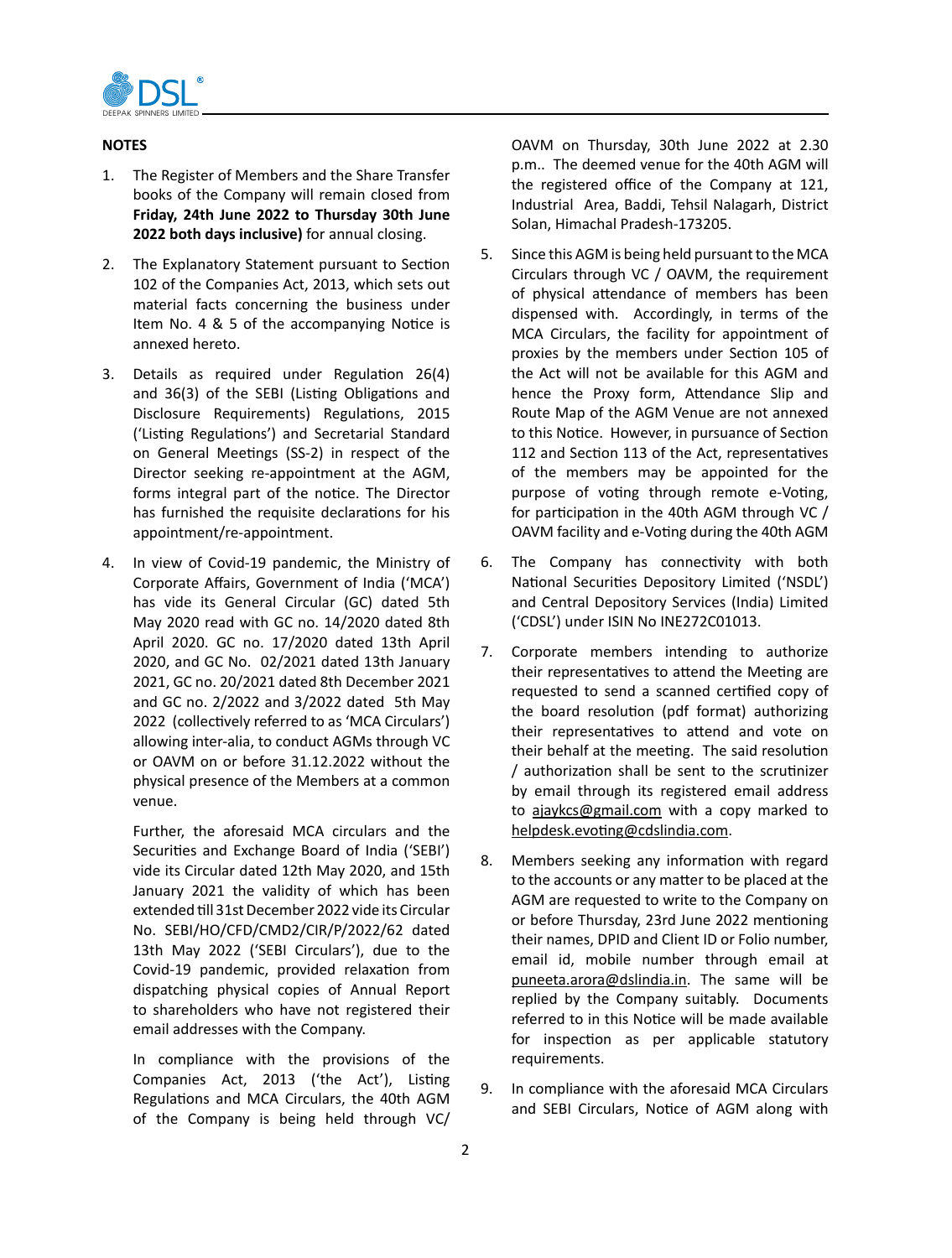## NOTES

1. The Register of Members and the Share Transfer books of the Company will remain closed from **Friday, 24th June 2022 to Thursday 30th June 2022 both days inclusive)** for annual closing.

2. The Explanatory Statement pursuant to Section 102 of the Companies Act, 2013, which sets out material facts concerning the business under Item No. 4 & 5 of the accompanying Notice is annexed hereto.

3. Details as required under Regulation 26(4) and 36(3) of the SEBI (Listing Obligations and Disclosure Requirements) Regulations, 2015 ('Listing Regulations') and Secretarial Standard on General Meetings (SS-2) in respect of the Director seeking re-appointment at the AGM, forms integral part of the notice. The Director has furnished the requisite declarations for his appointment/re-appointment.

4. In view of Covid-19 pandemic, the Ministry of Corporate Affairs, Government of India ('MCA') has vide its General Circular (GC) dated 5th May 2020 read with GC no. 14/2020 dated 8th April 2020. GC no. 17/2020 dated 13th April 2020, and GC No. 02/2021 dated 13th January 2021, GC no. 20/2021 dated 8th December 2021 and GC no. 2/2022 and 3/2022 dated 5th May 2022 (collectively referred to as 'MCA Circulars') allowing inter-alia, to conduct AGMs through VC or OAVM on or before 31.12.2022 without the physical presence of the Members at a common venue.

   Further, the aforesaid MCA circulars and the Securities and Exchange Board of India ('SEBI') vide its Circular dated 12th May 2020, and 15th January 2021 the validity of which has been extended till 31st December 2022 vide its Circular No. SEBI/HO/CFD/CMD2/CIR/P/2022/62 dated 13th May 2022 ('SEBI Circulars'), due to the Covid-19 pandemic, provided relaxation from dispatching physical copies of Annual Report to shareholders who have not registered their email addresses with the Company.

   In compliance with the provisions of the Companies Act, 2013 ('the Act'), Listing Regulations and MCA Circulars, the 40th AGM of the Company is being held through VC/ OAVM on Thursday, 30th June 2022 at 2.30 p.m.. The deemed venue for the 40th AGM will the registered office of the Company at 121, Industrial Area, Baddi, Tehsil Nalagarh, District Solan, Himachal Pradesh-173205.

5. Since this AGM is being held pursuant to the MCA Circulars through VC / OAVM, the requirement of physical attendance of members has been dispensed with. Accordingly, in terms of the MCA Circulars, the facility for appointment of proxies by the members under Section 105 of the Act will not be available for this AGM and hence the Proxy form, Attendance Slip and Route Map of the AGM Venue are not annexed to this Notice. However, in pursuance of Section 112 and Section 113 of the Act, representatives of the members may be appointed for the purpose of voting through remote e-Voting, for participation in the 40th AGM through VC / OAVM facility and e-Voting during the 40th AGM

6. The Company has connectivity with both National Securities Depository Limited ('NSDL') and Central Depository Services (India) Limited ('CDSL') under ISIN No INE272C01013.

7. Corporate members intending to authorize their representatives to attend the Meeting are requested to send a scanned certified copy of the board resolution (pdf format) authorizing their representatives to attend and vote on their behalf at the meeting. The said resolution / authorization shall be sent to the scrutinizer by email through its registered email address to ajaykcs@gmail.com with a copy marked to helpdesk.evoting@cdslindia.com.

8. Members seeking any information with regard to the accounts or any matter to be placed at the AGM are requested to write to the Company on or before Thursday, 23rd June 2022 mentioning their names, DPID and Client ID or Folio number, email id, mobile number through email at puneeta.arora@dslindia.in. The same will be replied by the Company suitably. Documents referred to in this Notice will be made available for inspection as per applicable statutory requirements.

9. In compliance with the aforesaid MCA Circulars and SEBI Circulars, Notice of AGM along with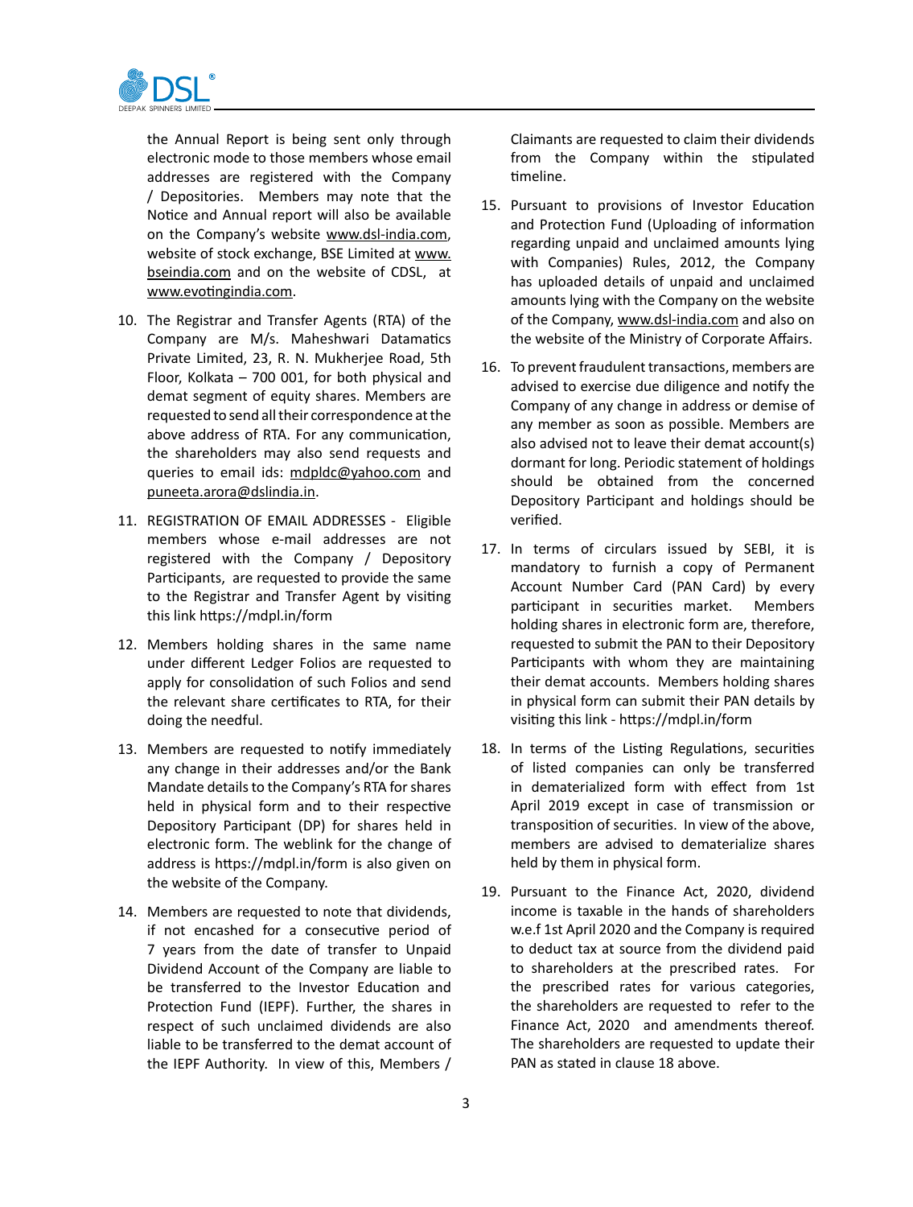the Annual Report is being sent only through electronic mode to those members whose email addresses are registered with the Company / Depositories. Members may note that the Notice and Annual report will also be available on the Company's website www.dsl-india.com, website of stock exchange, BSE Limited at www.bseindia.com and on the website of CDSL, at www.evotingindia.com.

10. The Registrar and Transfer Agents (RTA) of the Company are M/s. Maheshwari Datamatics Private Limited, 23, R. N. Mukherjee Road, 5th Floor, Kolkata – 700 001, for both physical and demat segment of equity shares. Members are requested to send all their correspondence at the above address of RTA. For any communication, the shareholders may also send requests and queries to email ids: mdpldc@yahoo.com and puneeta.arora@dslindia.in.

11. REGISTRATION OF EMAIL ADDRESSES - Eligible members whose e-mail addresses are not registered with the Company / Depository Participants, are requested to provide the same to the Registrar and Transfer Agent by visiting this link https://mdpl.in/form

12. Members holding shares in the same name under different Ledger Folios are requested to apply for consolidation of such Folios and send the relevant share certificates to RTA, for their doing the needful.

13. Members are requested to notify immediately any change in their addresses and/or the Bank Mandate details to the Company's RTA for shares held in physical form and to their respective Depository Participant (DP) for shares held in electronic form. The weblink for the change of address is https://mdpl.in/form is also given on the website of the Company.

14. Members are requested to note that dividends, if not encashed for a consecutive period of 7 years from the date of transfer to Unpaid Dividend Account of the Company are liable to be transferred to the Investor Education and Protection Fund (IEPF). Further, the shares in respect of such unclaimed dividends are also liable to be transferred to the demat account of the IEPF Authority. In view of this, Members / Claimants are requested to claim their dividends from the Company within the stipulated timeline.

15. Pursuant to provisions of Investor Education and Protection Fund (Uploading of information regarding unpaid and unclaimed amounts lying with Companies) Rules, 2012, the Company has uploaded details of unpaid and unclaimed amounts lying with the Company on the website of the Company, www.dsl-india.com and also on the website of the Ministry of Corporate Affairs.

16. To prevent fraudulent transactions, members are advised to exercise due diligence and notify the Company of any change in address or demise of any member as soon as possible. Members are also advised not to leave their demat account(s) dormant for long. Periodic statement of holdings should be obtained from the concerned Depository Participant and holdings should be verified.

17. In terms of circulars issued by SEBI, it is mandatory to furnish a copy of Permanent Account Number Card (PAN Card) by every participant in securities market. Members holding shares in electronic form are, therefore, requested to submit the PAN to their Depository Participants with whom they are maintaining their demat accounts. Members holding shares in physical form can submit their PAN details by visiting this link - https://mdpl.in/form

18. In terms of the Listing Regulations, securities of listed companies can only be transferred in dematerialized form with effect from 1st April 2019 except in case of transmission or transposition of securities. In view of the above, members are advised to dematerialize shares held by them in physical form.

19. Pursuant to the Finance Act, 2020, dividend income is taxable in the hands of shareholders w.e.f 1st April 2020 and the Company is required to deduct tax at source from the dividend paid to shareholders at the prescribed rates. For the prescribed rates for various categories, the shareholders are requested to refer to the Finance Act, 2020 and amendments thereof. The shareholders are requested to update their PAN as stated in clause 18 above.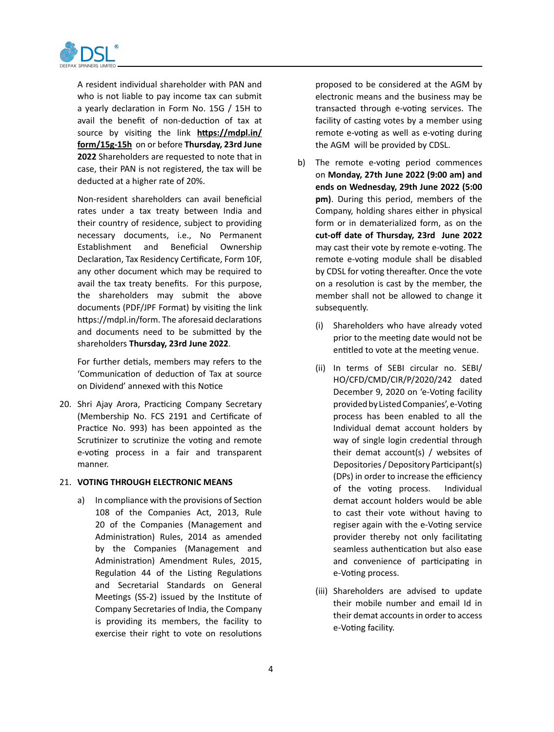A resident individual shareholder with PAN and who is not liable to pay income tax can submit a yearly declaration in Form No. 15G / 15H to avail the benefit of non-deduction of tax at source by visiting the link **https://mdpl.in/form/15g-15h** on or before **Thursday, 23rd June 2022** Shareholders are requested to note that in case, their PAN is not registered, the tax will be deducted at a higher rate of 20%.

Non-resident shareholders can avail beneficial rates under a tax treaty between India and their country of residence, subject to providing necessary documents, i.e., No Permanent Establishment and Beneficial Ownership Declaration, Tax Residency Certificate, Form 10F, any other document which may be required to avail the tax treaty benefits. For this purpose, the shareholders may submit the above documents (PDF/JPF Format) by visiting the link https://mdpl.in/form. The aforesaid declarations and documents need to be submitted by the shareholders **Thursday, 23rd June 2022**.

For further detials, members may refers to the 'Communication of deduction of Tax at source on Dividend' annexed with this Notice

20. Shri Ajay Arora, Practicing Company Secretary (Membership No. FCS 2191 and Certificate of Practice No. 993) has been appointed as the Scrutinizer to scrutinize the voting and remote e-voting process in a fair and transparent manner.

21. **VOTING THROUGH ELECTRONIC MEANS**

    a) In compliance with the provisions of Section 108 of the Companies Act, 2013, Rule 20 of the Companies (Management and Administration) Rules, 2014 as amended by the Companies (Management and Administration) Amendment Rules, 2015, Regulation 44 of the Listing Regulations and Secretarial Standards on General Meetings (SS-2) issued by the Institute of Company Secretaries of India, the Company is providing its members, the facility to exercise their right to vote on resolutions proposed to be considered at the AGM by electronic means and the business may be transacted through e-voting services. The facility of casting votes by a member using remote e-voting as well as e-voting during the AGM will be provided by CDSL.

    b) The remote e-voting period commences on **Monday, 27th June 2022 (9:00 am) and ends on Wednesday, 29th June 2022 (5:00 pm)**. During this period, members of the Company, holding shares either in physical form or in dematerialized form, as on the **cut-off date of Thursday, 23rd June 2022** may cast their vote by remote e-voting. The remote e-voting module shall be disabled by CDSL for voting thereafter. Once the vote on a resolution is cast by the member, the member shall not be allowed to change it subsequently.

        (i) Shareholders who have already voted prior to the meeting date would not be entitled to vote at the meeting venue.

        (ii) In terms of SEBI circular no. SEBI/HO/CFD/CMD/CIR/P/2020/242 dated December 9, 2020 on 'e-Voting facility provided by Listed Companies', e-Voting process has been enabled to all the Individual demat account holders by way of single login credential through their demat account(s) / websites of Depositories / Depository Participant(s) (DPs) in order to increase the efficiency of the voting process. Individual demat account holders would be able to cast their vote without having to regiser again with the e-Voting service provider thereby not only facilitating seamless authentication but also ease and convenience of participating in e-Voting process.

        (iii) Shareholders are advised to update their mobile number and email Id in their demat accounts in order to access e-Voting facility.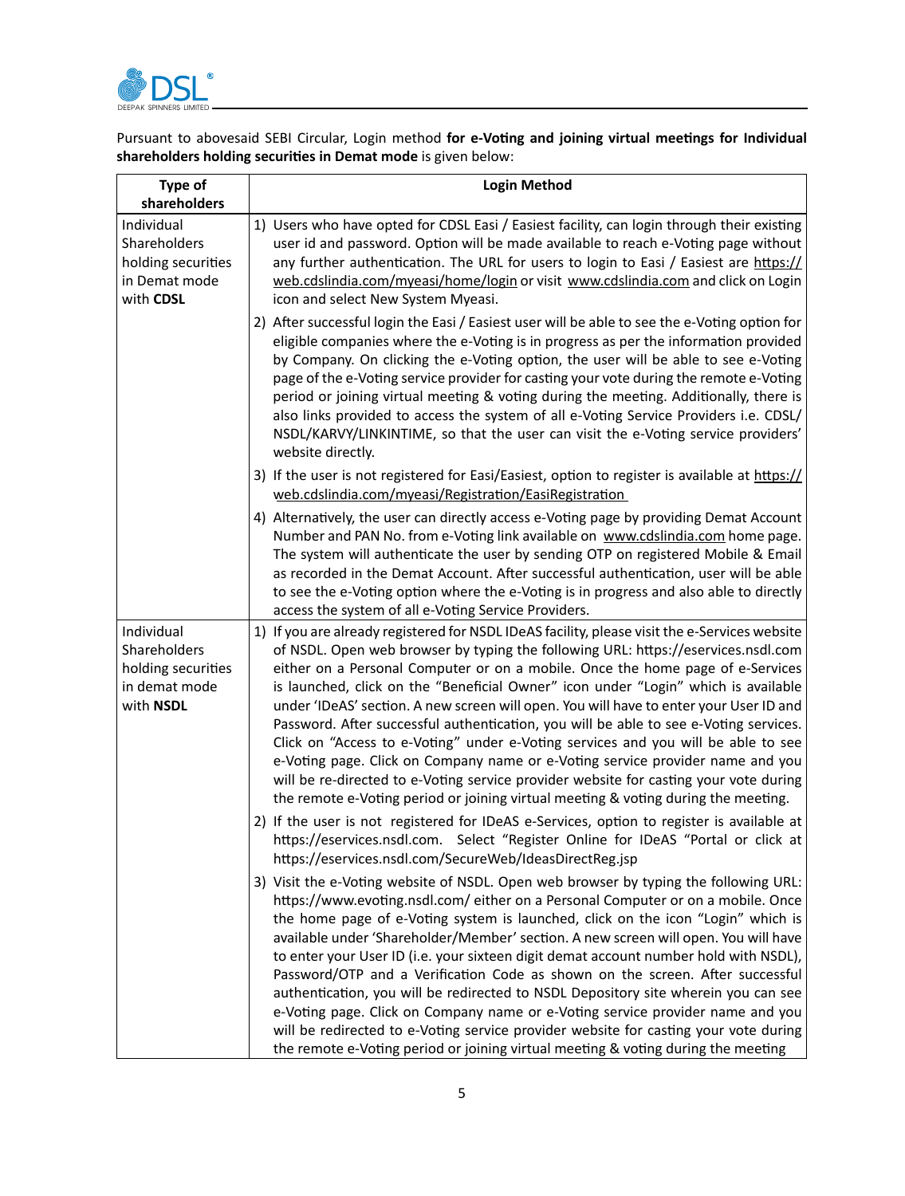Pursuant to abovesaid SEBI Circular, Login method **for e-Voting and joining virtual meetings for Individual shareholders holding securities in Demat mode** is given below:

| Type of shareholders | Login Method |
|---|---|
| Individual Shareholders holding securities in Demat mode with **CDSL** | 1) Users who have opted for CDSL Easi / Easiest facility, can login through their existing user id and password. Option will be made available to reach e-Voting page without any further authentication. The URL for users to login to Easi / Easiest are https://web.cdslindia.com/myeasi/home/login or visit www.cdslindia.com and click on Login icon and select New System Myeasi.<br><br>2) After successful login the Easi / Easiest user will be able to see the e-Voting option for eligible companies where the e-Voting is in progress as per the information provided by Company. On clicking the e-Voting option, the user will be able to see e-Voting page of the e-Voting service provider for casting your vote during the remote e-Voting period or joining virtual meeting & voting during the meeting. Additionally, there is also links provided to access the system of all e-Voting Service Providers i.e. CDSL/ NSDL/KARVY/LINKINTIME, so that the user can visit the e-Voting service providers' website directly.<br><br>3) If the user is not registered for Easi/Easiest, option to register is available at https://web.cdslindia.com/myeasi/Registration/EasiRegistration<br><br>4) Alternatively, the user can directly access e-Voting page by providing Demat Account Number and PAN No. from e-Voting link available on www.cdslindia.com home page. The system will authenticate the user by sending OTP on registered Mobile & Email as recorded in the Demat Account. After successful authentication, user will be able to see the e-Voting option where the e-Voting is in progress and also able to directly access the system of all e-Voting Service Providers. |
| Individual Shareholders holding securities in demat mode with **NSDL** | 1) If you are already registered for NSDL IDeAS facility, please visit the e-Services website of NSDL. Open web browser by typing the following URL: https://eservices.nsdl.com either on a Personal Computer or on a mobile. Once the home page of e-Services is launched, click on the "Beneficial Owner" icon under "Login" which is available under 'IDeAS' section. A new screen will open. You will have to enter your User ID and Password. After successful authentication, you will be able to see e-Voting services. Click on "Access to e-Voting" under e-Voting services and you will be able to see e-Voting page. Click on Company name or e-Voting service provider name and you will be re-directed to e-Voting service provider website for casting your vote during the remote e-Voting period or joining virtual meeting & voting during the meeting.<br><br>2) If the user is not registered for IDeAS e-Services, option to register is available at https://eservices.nsdl.com. Select "Register Online for IDeAS "Portal or click at https://eservices.nsdl.com/SecureWeb/IdeasDirectReg.jsp<br><br>3) Visit the e-Voting website of NSDL. Open web browser by typing the following URL: https://www.evoting.nsdl.com/ either on a Personal Computer or on a mobile. Once the home page of e-Voting system is launched, click on the icon "Login" which is available under 'Shareholder/Member' section. A new screen will open. You will have to enter your User ID (i.e. your sixteen digit demat account number hold with NSDL), Password/OTP and a Verification Code as shown on the screen. After successful authentication, you will be redirected to NSDL Depository site wherein you can see e-Voting page. Click on Company name or e-Voting service provider name and you will be redirected to e-Voting service provider website for casting your vote during the remote e-Voting period or joining virtual meeting & voting during the meeting |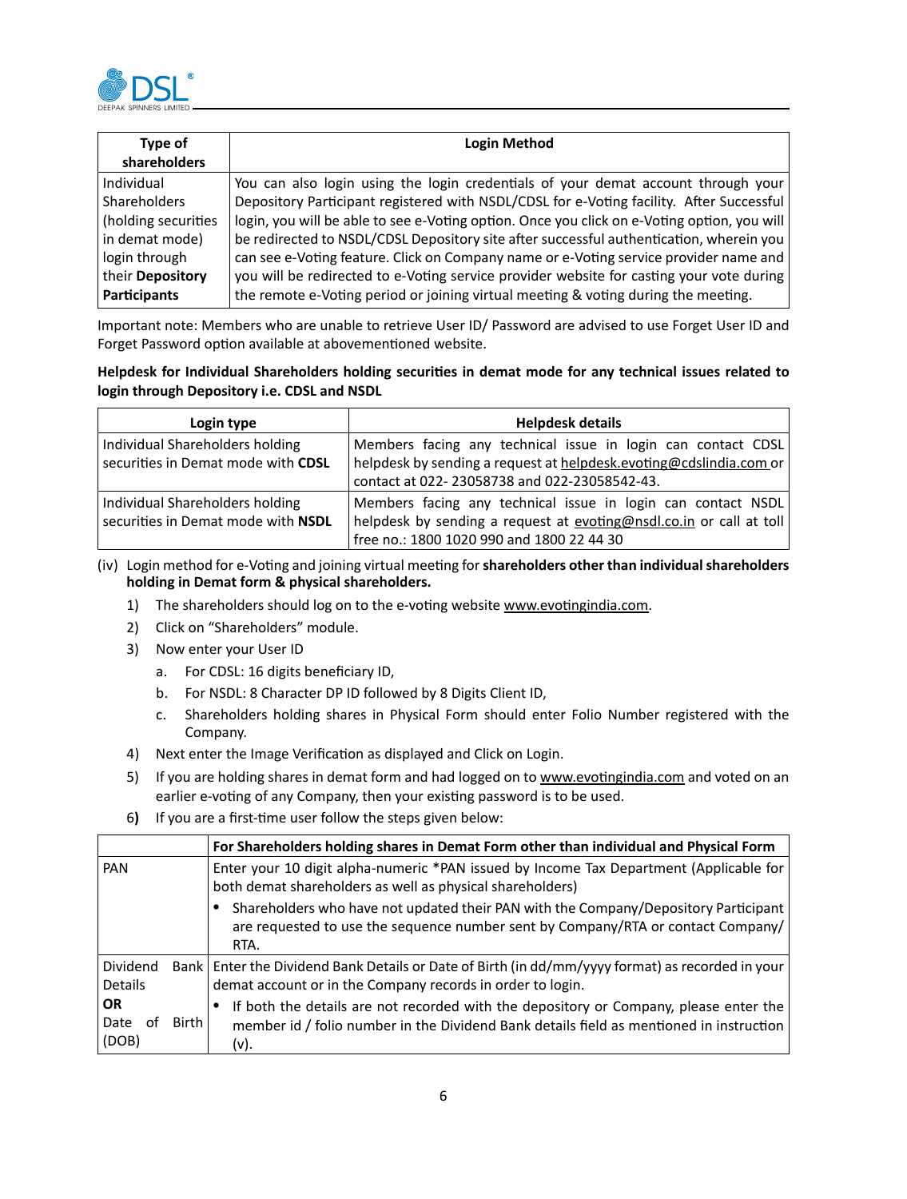| Type of shareholders | Login Method |
|---|---|
| Individual Shareholders (holding securities in demat mode) login through their **Depository Participants** | You can also login using the login credentials of your demat account through your Depository Participant registered with NSDL/CDSL for e-Voting facility. After Successful login, you will be able to see e-Voting option. Once you click on e-Voting option, you will be redirected to NSDL/CDSL Depository site after successful authentication, wherein you can see e-Voting feature. Click on Company name or e-Voting service provider name and you will be redirected to e-Voting service provider website for casting your vote during the remote e-Voting period or joining virtual meeting & voting during the meeting. |

Important note: Members who are unable to retrieve User ID/ Password are advised to use Forget User ID and Forget Password option available at abovementioned website.

**Helpdesk for Individual Shareholders holding securities in demat mode for any technical issues related to login through Depository i.e. CDSL and NSDL**

| Login type | Helpdesk details |
|---|---|
| Individual Shareholders holding securities in Demat mode with **CDSL** | Members facing any technical issue in login can contact CDSL helpdesk by sending a request at helpdesk.evoting@cdslindia.com or contact at 022- 23058738 and 022-23058542-43. |
| Individual Shareholders holding securities in Demat mode with **NSDL** | Members facing any technical issue in login can contact NSDL helpdesk by sending a request at evoting@nsdl.co.in or call at toll free no.: 1800 1020 990 and 1800 22 44 30 |

(iv) Login method for e-Voting and joining virtual meeting for **shareholders other than individual shareholders holding in Demat form & physical shareholders.**

1) The shareholders should log on to the e-voting website www.evotingindia.com.
2) Click on "Shareholders" module.
3) Now enter your User ID
   a. For CDSL: 16 digits beneficiary ID,
   b. For NSDL: 8 Character DP ID followed by 8 Digits Client ID,
   c. Shareholders holding shares in Physical Form should enter Folio Number registered with the Company.
4) Next enter the Image Verification as displayed and Click on Login.
5) If you are holding shares in demat form and had logged on to www.evotingindia.com and voted on an earlier e-voting of any Company, then your existing password is to be used.
6**)** If you are a first-time user follow the steps given below:

| | **For Shareholders holding shares in Demat Form other than individual and Physical Form** |
|---|---|
| PAN | Enter your 10 digit alpha-numeric *PAN issued by Income Tax Department (Applicable for both demat shareholders as well as physical shareholders)<br>• Shareholders who have not updated their PAN with the Company/Depository Participant are requested to use the sequence number sent by Company/RTA or contact Company/ RTA. |
| Dividend Bank Details **OR** Date of Birth (DOB) | Enter the Dividend Bank Details or Date of Birth (in dd/mm/yyyy format) as recorded in your demat account or in the Company records in order to login.<br>• If both the details are not recorded with the depository or Company, please enter the member id / folio number in the Dividend Bank details field as mentioned in instruction (v). |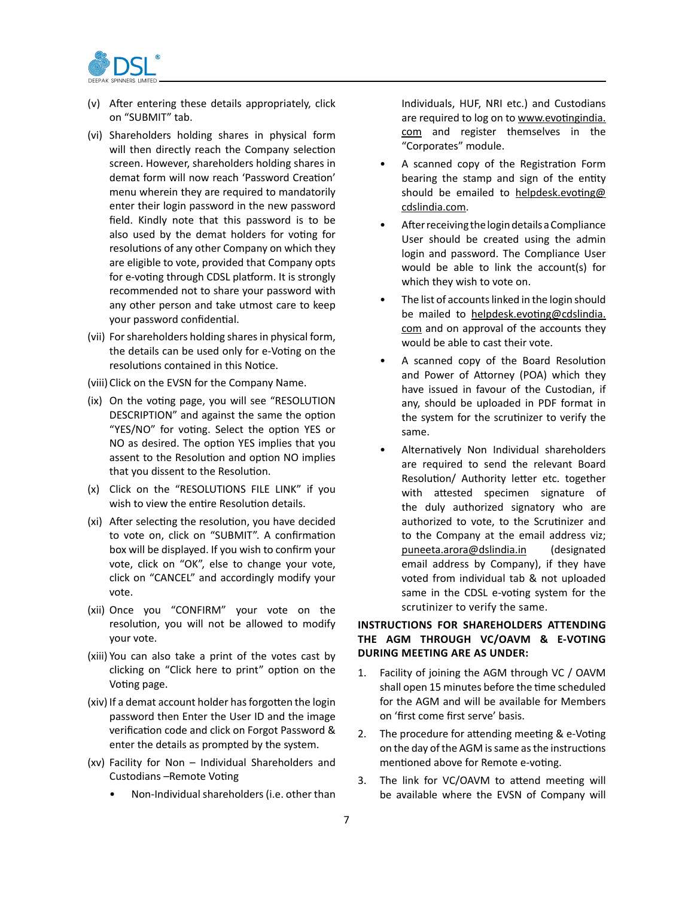(v) After entering these details appropriately, click on "SUBMIT" tab.

(vi) Shareholders holding shares in physical form will then directly reach the Company selection screen. However, shareholders holding shares in demat form will now reach 'Password Creation' menu wherein they are required to mandatorily enter their login password in the new password field. Kindly note that this password is to be also used by the demat holders for voting for resolutions of any other Company on which they are eligible to vote, provided that Company opts for e-voting through CDSL platform. It is strongly recommended not to share your password with any other person and take utmost care to keep your password confidential.

(vii) For shareholders holding shares in physical form, the details can be used only for e-Voting on the resolutions contained in this Notice.

(viii) Click on the EVSN for the Company Name.

(ix) On the voting page, you will see "RESOLUTION DESCRIPTION" and against the same the option "YES/NO" for voting. Select the option YES or NO as desired. The option YES implies that you assent to the Resolution and option NO implies that you dissent to the Resolution.

(x) Click on the "RESOLUTIONS FILE LINK" if you wish to view the entire Resolution details.

(xi) After selecting the resolution, you have decided to vote on, click on "SUBMIT". A confirmation box will be displayed. If you wish to confirm your vote, click on "OK", else to change your vote, click on "CANCEL" and accordingly modify your vote.

(xii) Once you "CONFIRM" your vote on the resolution, you will not be allowed to modify your vote.

(xiii) You can also take a print of the votes cast by clicking on "Click here to print" option on the Voting page.

(xiv) If a demat account holder has forgotten the login password then Enter the User ID and the image verification code and click on Forgot Password & enter the details as prompted by the system.

(xv) Facility for Non – Individual Shareholders and Custodians –Remote Voting

- Non-Individual shareholders (i.e. other than Individuals, HUF, NRI etc.) and Custodians are required to log on to www.evotingindia.com and register themselves in the "Corporates" module.
- A scanned copy of the Registration Form bearing the stamp and sign of the entity should be emailed to helpdesk.evoting@cdslindia.com.
- After receiving the login details a Compliance User should be created using the admin login and password. The Compliance User would be able to link the account(s) for which they wish to vote on.
- The list of accounts linked in the login should be mailed to helpdesk.evoting@cdslindia.com and on approval of the accounts they would be able to cast their vote.
- A scanned copy of the Board Resolution and Power of Attorney (POA) which they have issued in favour of the Custodian, if any, should be uploaded in PDF format in the system for the scrutinizer to verify the same.
- Alternatively Non Individual shareholders are required to send the relevant Board Resolution/ Authority letter etc. together with attested specimen signature of the duly authorized signatory who are authorized to vote, to the Scrutinizer and to the Company at the email address viz; puneeta.arora@dslindia.in (designated email address by Company), if they have voted from individual tab & not uploaded same in the CDSL e-voting system for the scrutinizer to verify the same.

**INSTRUCTIONS FOR SHAREHOLDERS ATTENDING THE AGM THROUGH VC/OAVM & E-VOTING DURING MEETING ARE AS UNDER:**

1. Facility of joining the AGM through VC / OAVM shall open 15 minutes before the time scheduled for the AGM and will be available for Members on 'first come first serve' basis.
2. The procedure for attending meeting & e-Voting on the day of the AGM is same as the instructions mentioned above for Remote e-voting.
3. The link for VC/OAVM to attend meeting will be available where the EVSN of Company will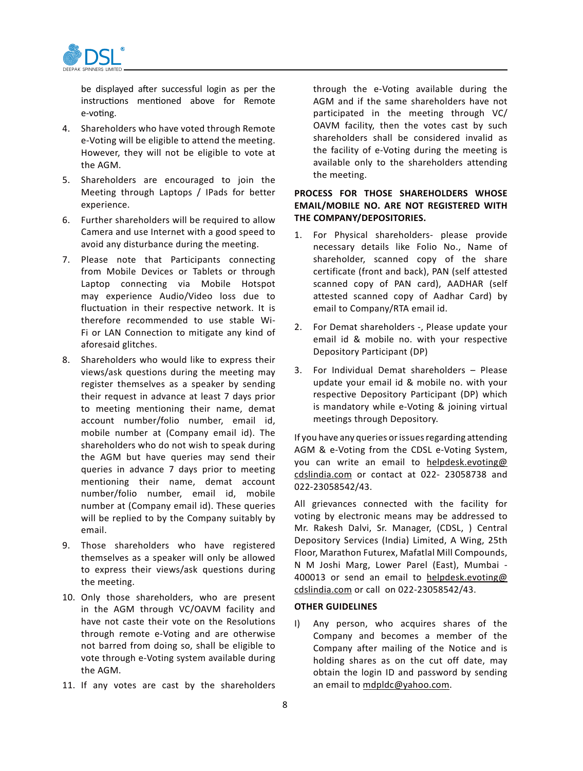be displayed after successful login as per the instructions mentioned above for Remote e-voting.

4. Shareholders who have voted through Remote e-Voting will be eligible to attend the meeting. However, they will not be eligible to vote at the AGM.

5. Shareholders are encouraged to join the Meeting through Laptops / IPads for better experience.

6. Further shareholders will be required to allow Camera and use Internet with a good speed to avoid any disturbance during the meeting.

7. Please note that Participants connecting from Mobile Devices or Tablets or through Laptop connecting via Mobile Hotspot may experience Audio/Video loss due to fluctuation in their respective network. It is therefore recommended to use stable Wi-Fi or LAN Connection to mitigate any kind of aforesaid glitches.

8. Shareholders who would like to express their views/ask questions during the meeting may register themselves as a speaker by sending their request in advance at least 7 days prior to meeting mentioning their name, demat account number/folio number, email id, mobile number at (Company email id). The shareholders who do not wish to speak during the AGM but have queries may send their queries in advance 7 days prior to meeting mentioning their name, demat account number/folio number, email id, mobile number at (Company email id). These queries will be replied to by the Company suitably by email.

9. Those shareholders who have registered themselves as a speaker will only be allowed to express their views/ask questions during the meeting.

10. Only those shareholders, who are present in the AGM through VC/OAVM facility and have not caste their vote on the Resolutions through remote e-Voting and are otherwise not barred from doing so, shall be eligible to vote through e-Voting system available during the AGM.

11. If any votes are cast by the shareholders through the e-Voting available during the AGM and if the same shareholders have not participated in the meeting through VC/OAVM facility, then the votes cast by such shareholders shall be considered invalid as the facility of e-Voting during the meeting is available only to the shareholders attending the meeting.

**PROCESS FOR THOSE SHAREHOLDERS WHOSE EMAIL/MOBILE NO. ARE NOT REGISTERED WITH THE COMPANY/DEPOSITORIES.**

1. For Physical shareholders- please provide necessary details like Folio No., Name of shareholder, scanned copy of the share certificate (front and back), PAN (self attested scanned copy of PAN card), AADHAR (self attested scanned copy of Aadhar Card) by email to Company/RTA email id.

2. For Demat shareholders -, Please update your email id & mobile no. with your respective Depository Participant (DP)

3. For Individual Demat shareholders – Please update your email id & mobile no. with your respective Depository Participant (DP) which is mandatory while e-Voting & joining virtual meetings through Depository.

If you have any queries or issues regarding attending AGM & e-Voting from the CDSL e-Voting System, you can write an email to helpdesk.evoting@cdslindia.com or contact at 022- 23058738 and 022-23058542/43.

All grievances connected with the facility for voting by electronic means may be addressed to Mr. Rakesh Dalvi, Sr. Manager, (CDSL, ) Central Depository Services (India) Limited, A Wing, 25th Floor, Marathon Futurex, Mafatlal Mill Compounds, N M Joshi Marg, Lower Parel (East), Mumbai - 400013 or send an email to helpdesk.evoting@cdslindia.com or call on 022-23058542/43.

**OTHER GUIDELINES**

I) Any person, who acquires shares of the Company and becomes a member of the Company after mailing of the Notice and is holding shares as on the cut off date, may obtain the login ID and password by sending an email to mdpldc@yahoo.com.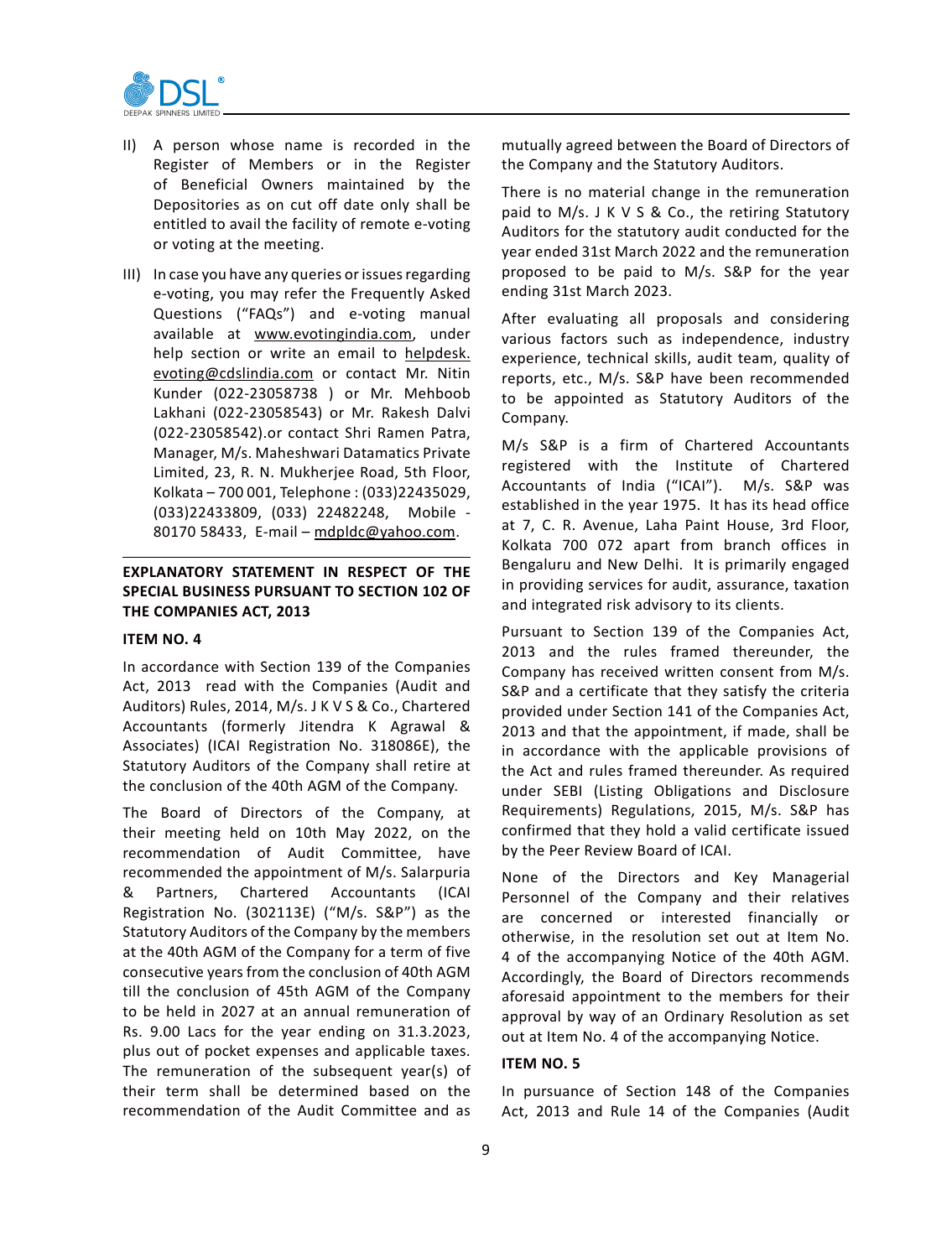II) A person whose name is recorded in the Register of Members or in the Register of Beneficial Owners maintained by the Depositories as on cut off date only shall be entitled to avail the facility of remote e-voting or voting at the meeting.

III) In case you have any queries or issues regarding e-voting, you may refer the Frequently Asked Questions ("FAQs") and e-voting manual available at www.evotingindia.com, under help section or write an email to helpdesk.evoting@cdslindia.com or contact Mr. Nitin Kunder (022-23058738 ) or Mr. Mehboob Lakhani (022-23058543) or Mr. Rakesh Dalvi (022-23058542).or contact Shri Ramen Patra, Manager, M/s. Maheshwari Datamatics Private Limited, 23, R. N. Mukherjee Road, 5th Floor, Kolkata – 700 001, Telephone : (033)22435029, (033)22433809, (033) 22482248, Mobile - 80170 58433, E-mail – mdpldc@yahoo.com.

## EXPLANATORY STATEMENT IN RESPECT OF THE SPECIAL BUSINESS PURSUANT TO SECTION 102 OF THE COMPANIES ACT, 2013

### ITEM NO. 4

In accordance with Section 139 of the Companies Act, 2013 read with the Companies (Audit and Auditors) Rules, 2014, M/s. J K V S & Co., Chartered Accountants (formerly Jitendra K Agrawal & Associates) (ICAI Registration No. 318086E), the Statutory Auditors of the Company shall retire at the conclusion of the 40th AGM of the Company.

The Board of Directors of the Company, at their meeting held on 10th May 2022, on the recommendation of Audit Committee, have recommended the appointment of M/s. Salarpuria & Partners, Chartered Accountants (ICAI Registration No. (302113E) ("M/s. S&P") as the Statutory Auditors of the Company by the members at the 40th AGM of the Company for a term of five consecutive years from the conclusion of 40th AGM till the conclusion of 45th AGM of the Company to be held in 2027 at an annual remuneration of Rs. 9.00 Lacs for the year ending on 31.3.2023, plus out of pocket expenses and applicable taxes. The remuneration of the subsequent year(s) of their term shall be determined based on the recommendation of the Audit Committee and as mutually agreed between the Board of Directors of the Company and the Statutory Auditors.

There is no material change in the remuneration paid to M/s. J K V S & Co., the retiring Statutory Auditors for the statutory audit conducted for the year ended 31st March 2022 and the remuneration proposed to be paid to M/s. S&P for the year ending 31st March 2023.

After evaluating all proposals and considering various factors such as independence, industry experience, technical skills, audit team, quality of reports, etc., M/s. S&P have been recommended to be appointed as Statutory Auditors of the Company.

M/s S&P is a firm of Chartered Accountants registered with the Institute of Chartered Accountants of India ("ICAI"). M/s. S&P was established in the year 1975. It has its head office at 7, C. R. Avenue, Laha Paint House, 3rd Floor, Kolkata 700 072 apart from branch offices in Bengaluru and New Delhi. It is primarily engaged in providing services for audit, assurance, taxation and integrated risk advisory to its clients.

Pursuant to Section 139 of the Companies Act, 2013 and the rules framed thereunder, the Company has received written consent from M/s. S&P and a certificate that they satisfy the criteria provided under Section 141 of the Companies Act, 2013 and that the appointment, if made, shall be in accordance with the applicable provisions of the Act and rules framed thereunder. As required under SEBI (Listing Obligations and Disclosure Requirements) Regulations, 2015, M/s. S&P has confirmed that they hold a valid certificate issued by the Peer Review Board of ICAI.

None of the Directors and Key Managerial Personnel of the Company and their relatives are concerned or interested financially or otherwise, in the resolution set out at Item No. 4 of the accompanying Notice of the 40th AGM. Accordingly, the Board of Directors recommends aforesaid appointment to the members for their approval by way of an Ordinary Resolution as set out at Item No. 4 of the accompanying Notice.

### ITEM NO. 5

In pursuance of Section 148 of the Companies Act, 2013 and Rule 14 of the Companies (Audit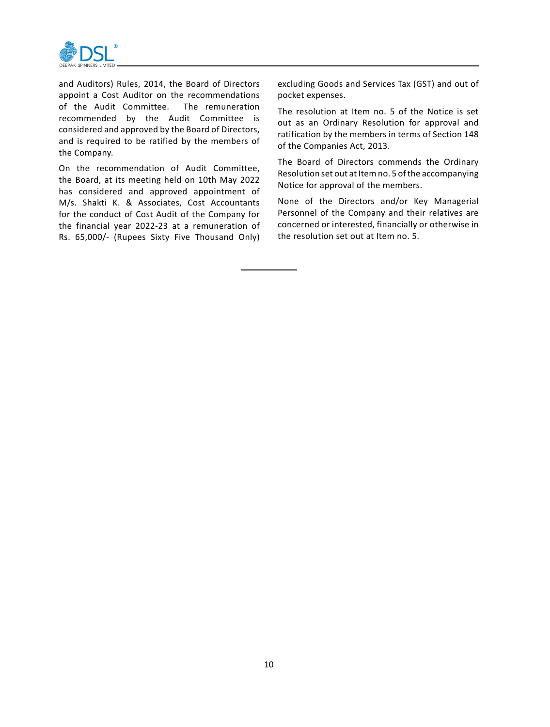and Auditors) Rules, 2014, the Board of Directors appoint a Cost Auditor on the recommendations of the Audit Committee. The remuneration recommended by the Audit Committee is considered and approved by the Board of Directors, and is required to be ratified by the members of the Company.

On the recommendation of Audit Committee, the Board, at its meeting held on 10th May 2022 has considered and approved appointment of M/s. Shakti K. & Associates, Cost Accountants for the conduct of Cost Audit of the Company for the financial year 2022-23 at a remuneration of Rs. 65,000/- (Rupees Sixty Five Thousand Only) excluding Goods and Services Tax (GST) and out of pocket expenses.

The resolution at Item no. 5 of the Notice is set out as an Ordinary Resolution for approval and ratification by the members in terms of Section 148 of the Companies Act, 2013.

The Board of Directors commends the Ordinary Resolution set out at Item no. 5 of the accompanying Notice for approval of the members.

None of the Directors and/or Key Managerial Personnel of the Company and their relatives are concerned or interested, financially or otherwise in the resolution set out at Item no. 5.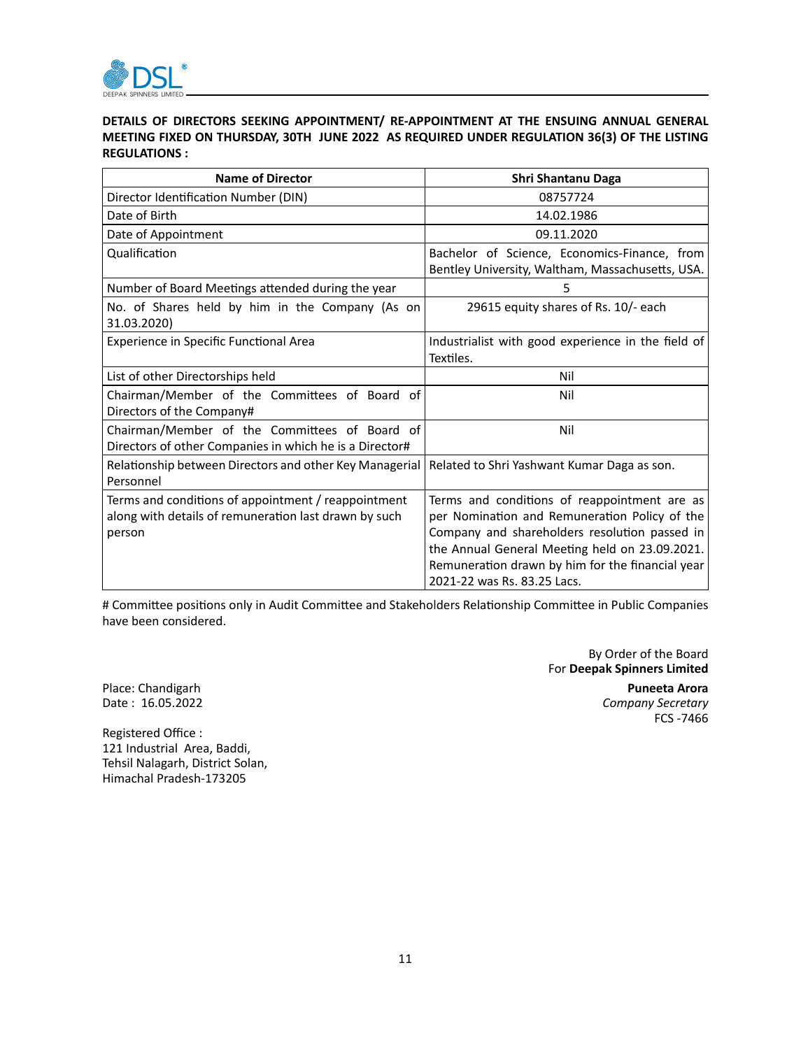**DETAILS OF DIRECTORS SEEKING APPOINTMENT/ RE-APPOINTMENT AT THE ENSUING ANNUAL GENERAL MEETING FIXED ON THURSDAY, 30TH JUNE 2022 AS REQUIRED UNDER REGULATION 36(3) OF THE LISTING REGULATIONS :**

| Name of Director | Shri Shantanu Daga |
|---|---|
| Director Identification Number (DIN) | 08757724 |
| Date of Birth | 14.02.1986 |
| Date of Appointment | 09.11.2020 |
| Qualification | Bachelor of Science, Economics-Finance, from Bentley University, Waltham, Massachusetts, USA. |
| Number of Board Meetings attended during the year | 5 |
| No. of Shares held by him in the Company (As on 31.03.2020) | 29615 equity shares of Rs. 10/- each |
| Experience in Specific Functional Area | Industrialist with good experience in the field of Textiles. |
| List of other Directorships held | Nil |
| Chairman/Member of the Committees of Board of Directors of the Company# | Nil |
| Chairman/Member of the Committees of Board of Directors of other Companies in which he is a Director# | Nil |
| Relationship between Directors and other Key Managerial Personnel | Related to Shri Yashwant Kumar Daga as son. |
| Terms and conditions of appointment / reappointment along with details of remuneration last drawn by such person | Terms and conditions of reappointment are as per Nomination and Remuneration Policy of the Company and shareholders resolution passed in the Annual General Meeting held on 23.09.2021. Remuneration drawn by him for the financial year 2021-22 was Rs. 83.25 Lacs. |

# Committee positions only in Audit Committee and Stakeholders Relationship Committee in Public Companies have been considered.

By Order of the Board
For **Deepak Spinners Limited**

**Puneeta Arora**
*Company Secretary*
FCS -7466

Place: Chandigarh
Date : 16.05.2022

Registered Office :
121 Industrial Area, Baddi,
Tehsil Nalagarh, District Solan,
Himachal Pradesh-173205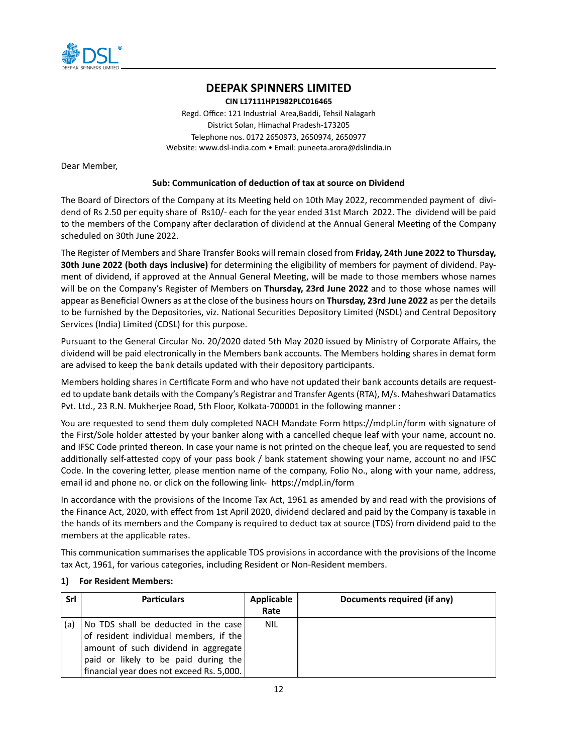# DEEPAK SPINNERS LIMITED

**CIN L17111HP1982PLC016465**

Regd. Office: 121 Industrial Area,Baddi, Tehsil Nalagarh
District Solan, Himachal Pradesh-173205
Telephone nos. 0172 2650973, 2650974, 2650977
Website: www.dsl-india.com • Email: puneeta.arora@dslindia.in

Dear Member,

**Sub: Communication of deduction of tax at source on Dividend**

The Board of Directors of the Company at its Meeting held on 10th May 2022, recommended payment of dividend of Rs 2.50 per equity share of Rs10/- each for the year ended 31st March 2022. The dividend will be paid to the members of the Company after declaration of dividend at the Annual General Meeting of the Company scheduled on 30th June 2022.

The Register of Members and Share Transfer Books will remain closed from **Friday, 24th June 2022 to Thursday, 30th June 2022 (both days inclusive)** for determining the eligibility of members for payment of dividend. Payment of dividend, if approved at the Annual General Meeting, will be made to those members whose names will be on the Company's Register of Members on **Thursday, 23rd June 2022** and to those whose names will appear as Beneficial Owners as at the close of the business hours on **Thursday, 23rd June 2022** as per the details to be furnished by the Depositories, viz. National Securities Depository Limited (NSDL) and Central Depository Services (India) Limited (CDSL) for this purpose.

Pursuant to the General Circular No. 20/2020 dated 5th May 2020 issued by Ministry of Corporate Affairs, the dividend will be paid electronically in the Members bank accounts. The Members holding shares in demat form are advised to keep the bank details updated with their depository participants.

Members holding shares in Certificate Form and who have not updated their bank accounts details are requested to update bank details with the Company's Registrar and Transfer Agents (RTA), M/s. Maheshwari Datamatics Pvt. Ltd., 23 R.N. Mukherjee Road, 5th Floor, Kolkata-700001 in the following manner :

You are requested to send them duly completed NACH Mandate Form https://mdpl.in/form with signature of the First/Sole holder attested by your banker along with a cancelled cheque leaf with your name, account no. and IFSC Code printed thereon. In case your name is not printed on the cheque leaf, you are requested to send additionally self-attested copy of your pass book / bank statement showing your name, account no and IFSC Code. In the covering letter, please mention name of the company, Folio No., along with your name, address, email id and phone no. or click on the following link- https://mdpl.in/form

In accordance with the provisions of the Income Tax Act, 1961 as amended by and read with the provisions of the Finance Act, 2020, with effect from 1st April 2020, dividend declared and paid by the Company is taxable in the hands of its members and the Company is required to deduct tax at source (TDS) from dividend paid to the members at the applicable rates.

This communication summarises the applicable TDS provisions in accordance with the provisions of the Income tax Act, 1961, for various categories, including Resident or Non-Resident members.

**1) For Resident Members:**

| Srl | Particulars | Applicable Rate | Documents required (if any) |
|---|---|---|---|
| (a) | No TDS shall be deducted in the case of resident individual members, if the amount of such dividend in aggregate paid or likely to be paid during the financial year does not exceed Rs. 5,000. | NIL | |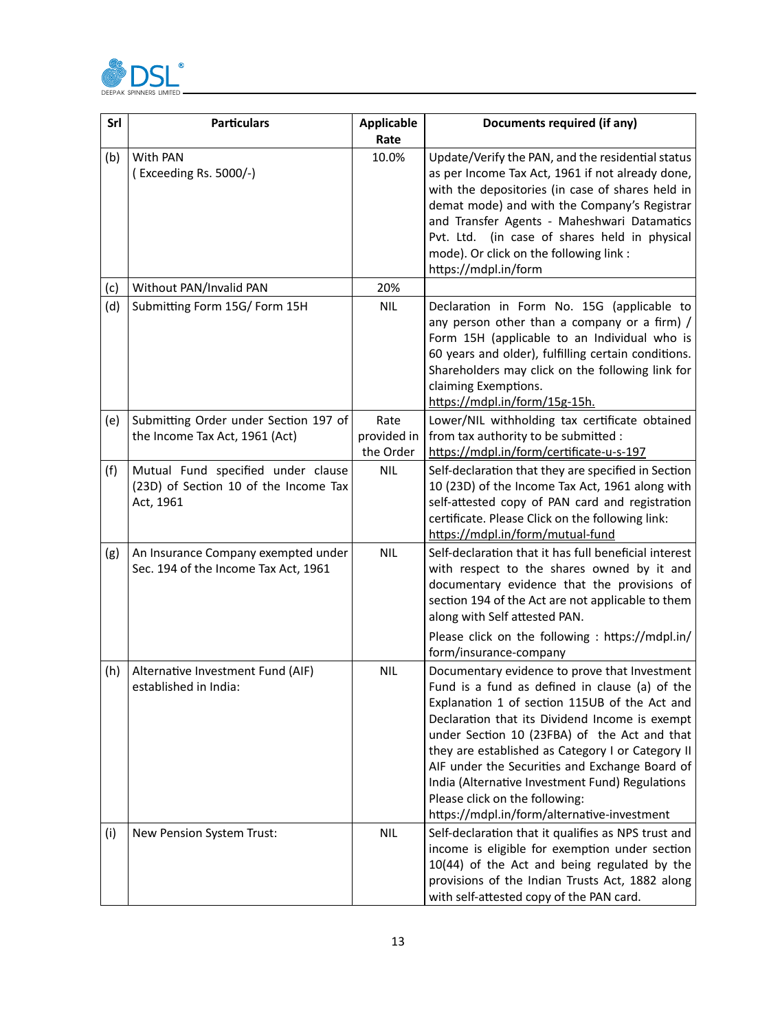| Srl | Particulars | Applicable Rate | Documents required (if any) |
|---|---|---|---|
| (b) | With PAN ( Exceeding Rs. 5000/-) | 10.0% | Update/Verify the PAN, and the residential status as per Income Tax Act, 1961 if not already done, with the depositories (in case of shares held in demat mode) and with the Company's Registrar and Transfer Agents - Maheshwari Datamatics Pvt. Ltd. (in case of shares held in physical mode). Or click on the following link : https://mdpl.in/form |
| (c) | Without PAN/Invalid PAN | 20% | |
| (d) | Submitting Form 15G/ Form 15H | NIL | Declaration in Form No. 15G (applicable to any person other than a company or a firm) / Form 15H (applicable to an Individual who is 60 years and older), fulfilling certain conditions. Shareholders may click on the following link for claiming Exemptions. https://mdpl.in/form/15g-15h. |
| (e) | Submitting Order under Section 197 of the Income Tax Act, 1961 (Act) | Rate provided in the Order | Lower/NIL withholding tax certificate obtained from tax authority to be submitted : https://mdpl.in/form/certificate-u-s-197 |
| (f) | Mutual Fund specified under clause (23D) of Section 10 of the Income Tax Act, 1961 | NIL | Self-declaration that they are specified in Section 10 (23D) of the Income Tax Act, 1961 along with self-attested copy of PAN card and registration certificate. Please Click on the following link: https://mdpl.in/form/mutual-fund |
| (g) | An Insurance Company exempted under Sec. 194 of the Income Tax Act, 1961 | NIL | Self-declaration that it has full beneficial interest with respect to the shares owned by it and documentary evidence that the provisions of section 194 of the Act are not applicable to them along with Self attested PAN. Please click on the following : https://mdpl.in/form/insurance-company |
| (h) | Alternative Investment Fund (AIF) established in India: | NIL | Documentary evidence to prove that Investment Fund is a fund as defined in clause (a) of the Explanation 1 of section 115UB of the Act and Declaration that its Dividend Income is exempt under Section 10 (23FBA) of the Act and that they are established as Category I or Category II AIF under the Securities and Exchange Board of India (Alternative Investment Fund) Regulations Please click on the following: https://mdpl.in/form/alternative-investment |
| (i) | New Pension System Trust: | NIL | Self-declaration that it qualifies as NPS trust and income is eligible for exemption under section 10(44) of the Act and being regulated by the provisions of the Indian Trusts Act, 1882 along with self-attested copy of the PAN card. |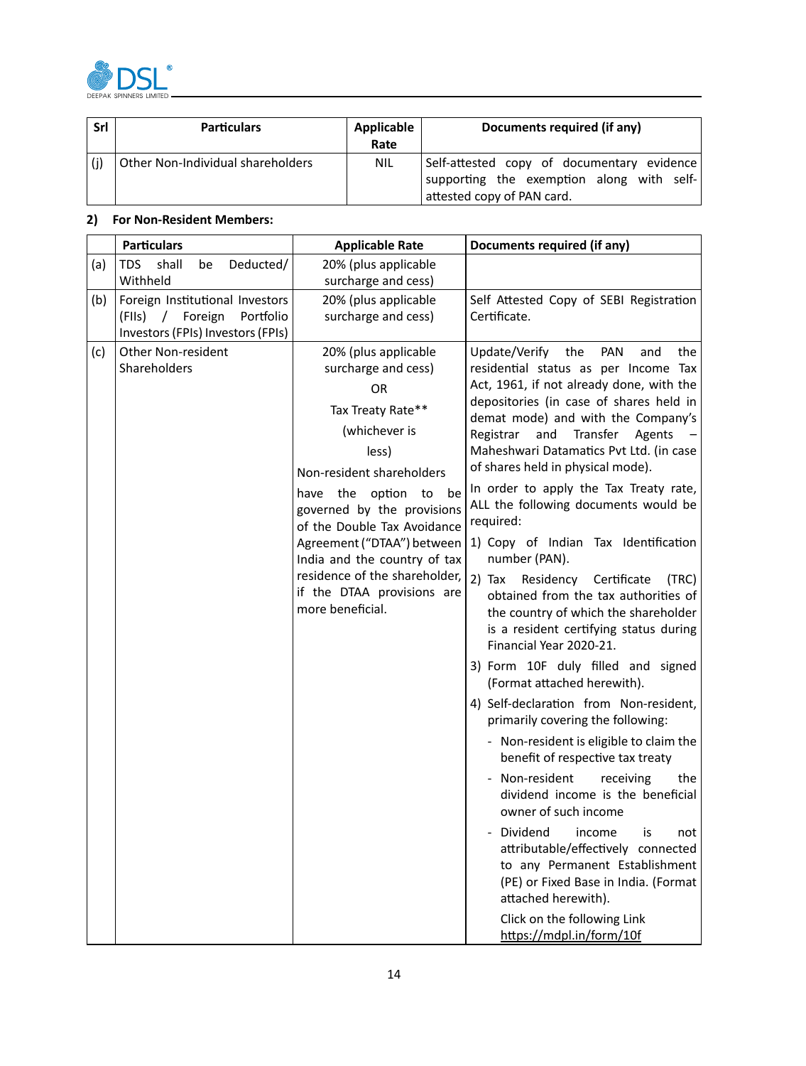| Srl | Particulars | Applicable Rate | Documents required (if any) |
|---|---|---|---|
| (j) | Other Non-Individual shareholders | NIL | Self-attested copy of documentary evidence supporting the exemption along with self-attested copy of PAN card. |

**2) For Non-Resident Members:**

| | Particulars | Applicable Rate | Documents required (if any) |
|---|---|---|---|
| (a) | TDS shall be Deducted/ Withheld | 20% (plus applicable surcharge and cess) | |
| (b) | Foreign Institutional Investors (FIIs) / Foreign Portfolio Investors (FPIs) Investors (FPIs) | 20% (plus applicable surcharge and cess) | Self Attested Copy of SEBI Registration Certificate. |
| (c) | Other Non-resident Shareholders | 20% (plus applicable surcharge and cess)<br>OR<br>Tax Treaty Rate**<br>(whichever is less)<br><br>Non-resident shareholders have the option to be governed by the provisions of the Double Tax Avoidance Agreement ("DTAA") between India and the country of tax residence of the shareholder, if the DTAA provisions are more beneficial. | Update/Verify the PAN and the residential status as per Income Tax Act, 1961, if not already done, with the depositories (in case of shares held in demat mode) and with the Company's Registrar and Transfer Agents – Maheshwari Datamatics Pvt Ltd. (in case of shares held in physical mode).<br><br>In order to apply the Tax Treaty rate, ALL the following documents would be required:<br>1) Copy of Indian Tax Identification number (PAN).<br>2) Tax Residency Certificate (TRC) obtained from the tax authorities of the country of which the shareholder is a resident certifying status during Financial Year 2020-21.<br>3) Form 10F duly filled and signed (Format attached herewith).<br>4) Self-declaration from Non-resident, primarily covering the following:<br>- Non-resident is eligible to claim the benefit of respective tax treaty<br>- Non-resident receiving the dividend income is the beneficial owner of such income<br>- Dividend income is not attributable/effectively connected to any Permanent Establishment (PE) or Fixed Base in India. (Format attached herewith).<br><br>Click on the following Link https://mdpl.in/form/10f |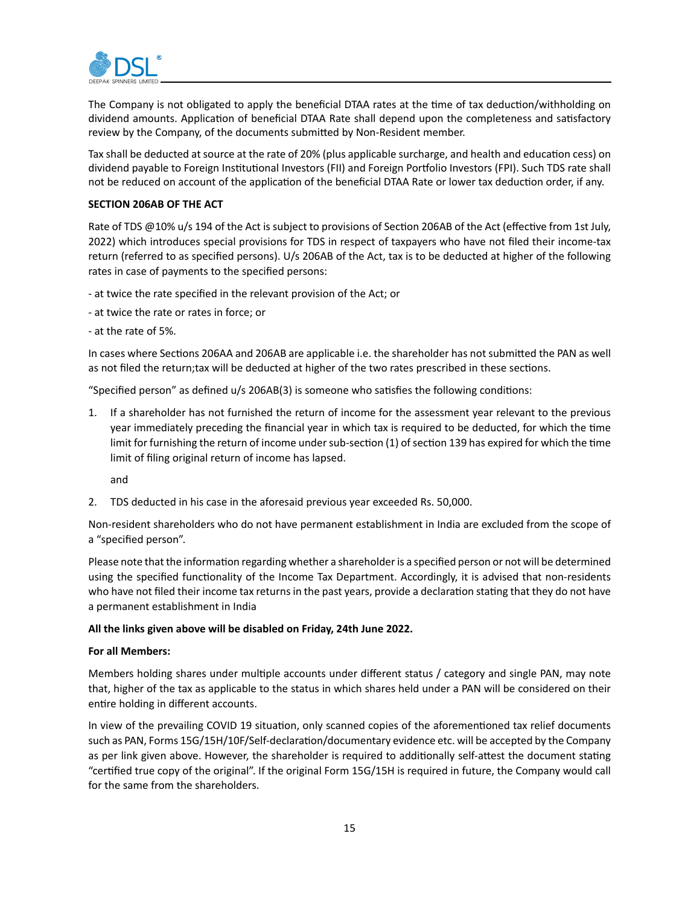The Company is not obligated to apply the beneficial DTAA rates at the time of tax deduction/withholding on dividend amounts. Application of beneficial DTAA Rate shall depend upon the completeness and satisfactory review by the Company, of the documents submitted by Non-Resident member.

Tax shall be deducted at source at the rate of 20% (plus applicable surcharge, and health and education cess) on dividend payable to Foreign Institutional Investors (FII) and Foreign Portfolio Investors (FPI). Such TDS rate shall not be reduced on account of the application of the beneficial DTAA Rate or lower tax deduction order, if any.

**SECTION 206AB OF THE ACT**

Rate of TDS @10% u/s 194 of the Act is subject to provisions of Section 206AB of the Act (effective from 1st July, 2022) which introduces special provisions for TDS in respect of taxpayers who have not filed their income-tax return (referred to as specified persons). U/s 206AB of the Act, tax is to be deducted at higher of the following rates in case of payments to the specified persons:

- at twice the rate specified in the relevant provision of the Act; or
- at twice the rate or rates in force; or
- at the rate of 5%.

In cases where Sections 206AA and 206AB are applicable i.e. the shareholder has not submitted the PAN as well as not filed the return;tax will be deducted at higher of the two rates prescribed in these sections.

"Specified person" as defined u/s 206AB(3) is someone who satisfies the following conditions:

1. If a shareholder has not furnished the return of income for the assessment year relevant to the previous year immediately preceding the financial year in which tax is required to be deducted, for which the time limit for furnishing the return of income under sub-section (1) of section 139 has expired for which the time limit of filing original return of income has lapsed.

   and

2. TDS deducted in his case in the aforesaid previous year exceeded Rs. 50,000.

Non-resident shareholders who do not have permanent establishment in India are excluded from the scope of a "specified person".

Please note that the information regarding whether a shareholder is a specified person or not will be determined using the specified functionality of the Income Tax Department. Accordingly, it is advised that non-residents who have not filed their income tax returns in the past years, provide a declaration stating that they do not have a permanent establishment in India

**All the links given above will be disabled on Friday, 24th June 2022.**

**For all Members:**

Members holding shares under multiple accounts under different status / category and single PAN, may note that, higher of the tax as applicable to the status in which shares held under a PAN will be considered on their entire holding in different accounts.

In view of the prevailing COVID 19 situation, only scanned copies of the aforementioned tax relief documents such as PAN, Forms 15G/15H/10F/Self-declaration/documentary evidence etc. will be accepted by the Company as per link given above. However, the shareholder is required to additionally self-attest the document stating "certified true copy of the original". If the original Form 15G/15H is required in future, the Company would call for the same from the shareholders.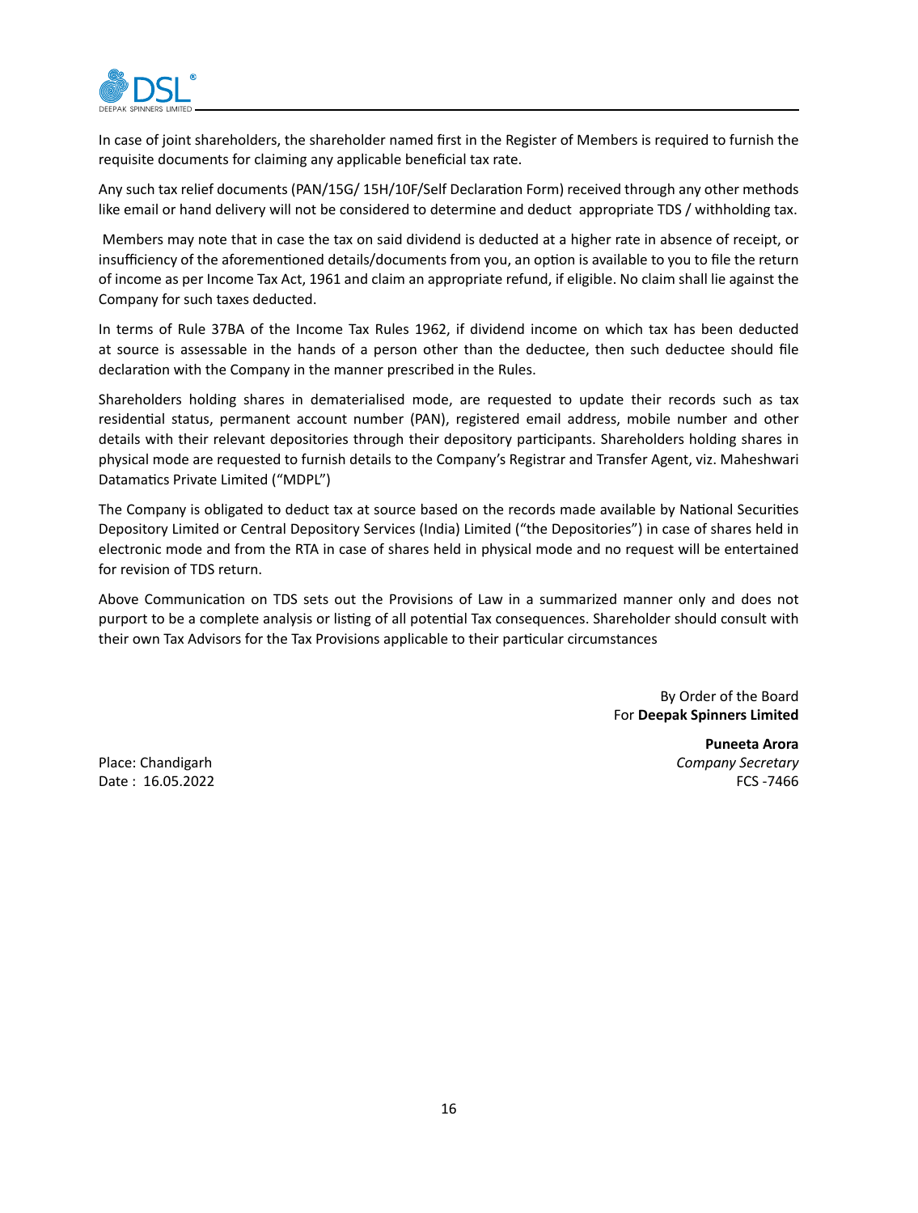In case of joint shareholders, the shareholder named first in the Register of Members is required to furnish the requisite documents for claiming any applicable beneficial tax rate.

Any such tax relief documents (PAN/15G/ 15H/10F/Self Declaration Form) received through any other methods like email or hand delivery will not be considered to determine and deduct appropriate TDS / withholding tax.

Members may note that in case the tax on said dividend is deducted at a higher rate in absence of receipt, or insufficiency of the aforementioned details/documents from you, an option is available to you to file the return of income as per Income Tax Act, 1961 and claim an appropriate refund, if eligible. No claim shall lie against the Company for such taxes deducted.

In terms of Rule 37BA of the Income Tax Rules 1962, if dividend income on which tax has been deducted at source is assessable in the hands of a person other than the deductee, then such deductee should file declaration with the Company in the manner prescribed in the Rules.

Shareholders holding shares in dematerialised mode, are requested to update their records such as tax residential status, permanent account number (PAN), registered email address, mobile number and other details with their relevant depositories through their depository participants. Shareholders holding shares in physical mode are requested to furnish details to the Company's Registrar and Transfer Agent, viz. Maheshwari Datamatics Private Limited ("MDPL")

The Company is obligated to deduct tax at source based on the records made available by National Securities Depository Limited or Central Depository Services (India) Limited ("the Depositories") in case of shares held in electronic mode and from the RTA in case of shares held in physical mode and no request will be entertained for revision of TDS return.

Above Communication on TDS sets out the Provisions of Law in a summarized manner only and does not purport to be a complete analysis or listing of all potential Tax consequences. Shareholder should consult with their own Tax Advisors for the Tax Provisions applicable to their particular circumstances

By Order of the Board
For **Deepak Spinners Limited**

**Puneeta Arora**
*Company Secretary*
FCS -7466

Place: Chandigarh
Date : 16.05.2022